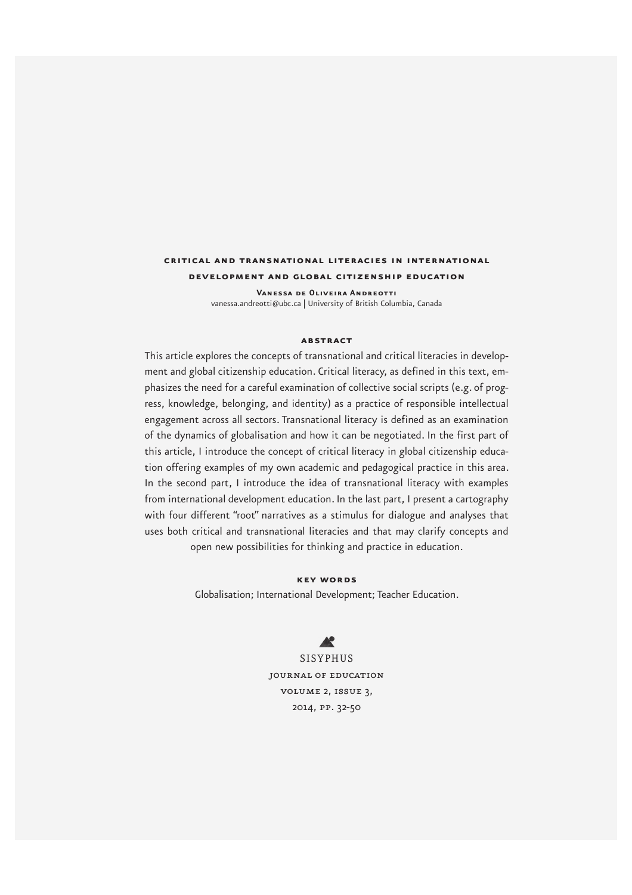# CRITICAL AND TRANSNATIONAL LITERACIES IN INTERNATIONAL DEVELOPMENT AND GLOBAL CITIZENSHIP EDUCATION

**Vanessa de Oliveira Andreotti**
vanessa.andreotti@ubc.ca | University of British Columbia, Canada

## ABSTRACT

This article explores the concepts of transnational and critical literacies in development and global citizenship education. Critical literacy, as defined in this text, emphasizes the need for a careful examination of collective social scripts (e.g. of progress, knowledge, belonging, and identity) as a practice of responsible intellectual engagement across all sectors. Transnational literacy is defined as an examination of the dynamics of globalisation and how it can be negotiated. In the first part of this article, I introduce the concept of critical literacy in global citizenship education offering examples of my own academic and pedagogical practice in this area. In the second part, I introduce the idea of transnational literacy with examples from international development education. In the last part, I present a cartography with four different "root" narratives as a stimulus for dialogue and analyses that uses both critical and transnational literacies and that may clarify concepts and open new possibilities for thinking and practice in education.

## KEY WORDS

Globalisation; International Development; Teacher Education.

SISYPHUS
JOURNAL OF EDUCATION
VOLUME 2, ISSUE 3,
2014, PP. 32-50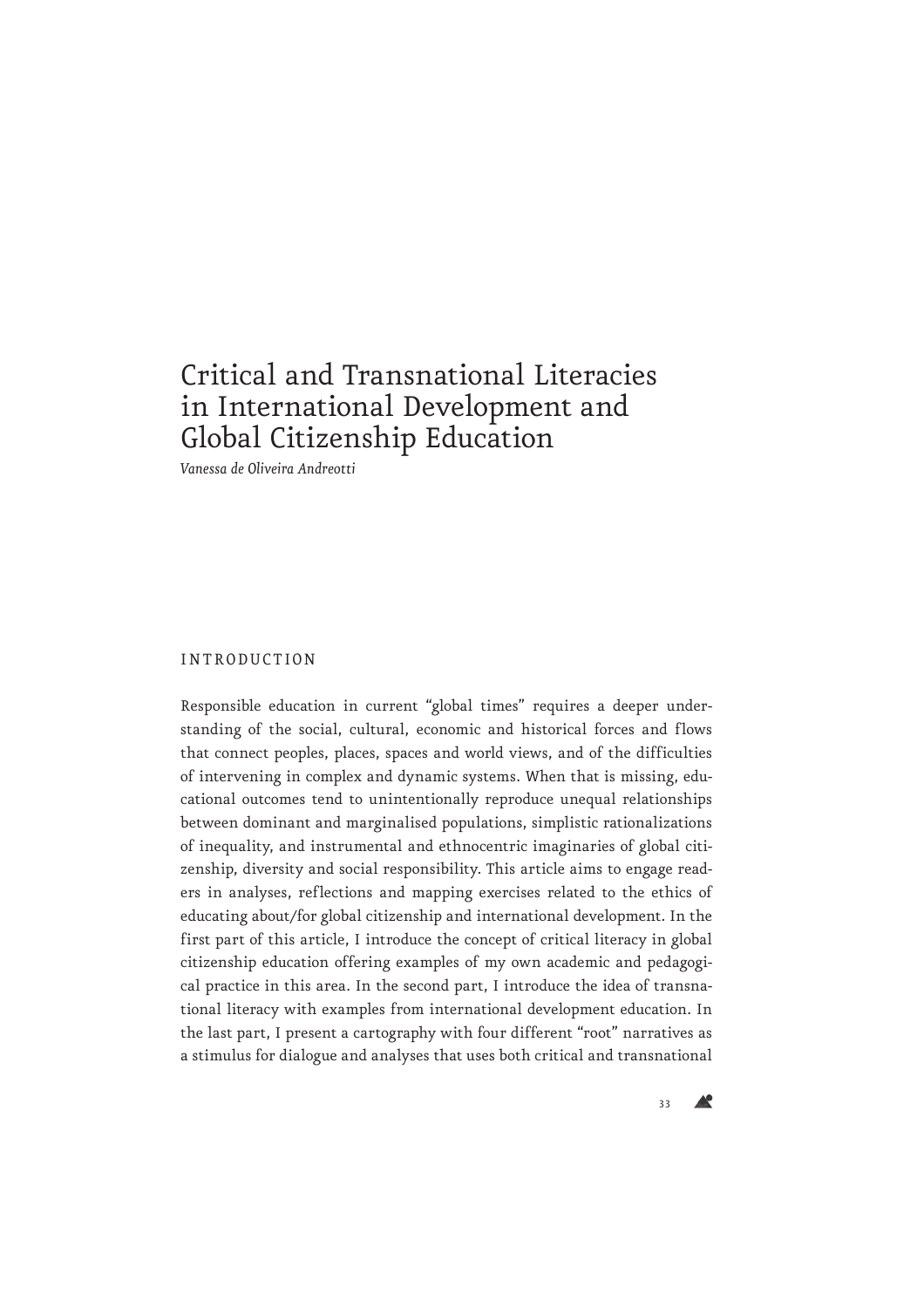# Critical and Transnational Literacies in International Development and Global Citizenship Education

*Vanessa de Oliveira Andreotti*

## INTRODUCTION

Responsible education in current "global times" requires a deeper understanding of the social, cultural, economic and historical forces and flows that connect peoples, places, spaces and world views, and of the difficulties of intervening in complex and dynamic systems. When that is missing, educational outcomes tend to unintentionally reproduce unequal relationships between dominant and marginalised populations, simplistic rationalizations of inequality, and instrumental and ethnocentric imaginaries of global citizenship, diversity and social responsibility. This article aims to engage readers in analyses, reflections and mapping exercises related to the ethics of educating about/for global citizenship and international development. In the first part of this article, I introduce the concept of critical literacy in global citizenship education offering examples of my own academic and pedagogical practice in this area. In the second part, I introduce the idea of transnational literacy with examples from international development education. In the last part, I present a cartography with four different "root" narratives as a stimulus for dialogue and analyses that uses both critical and transnational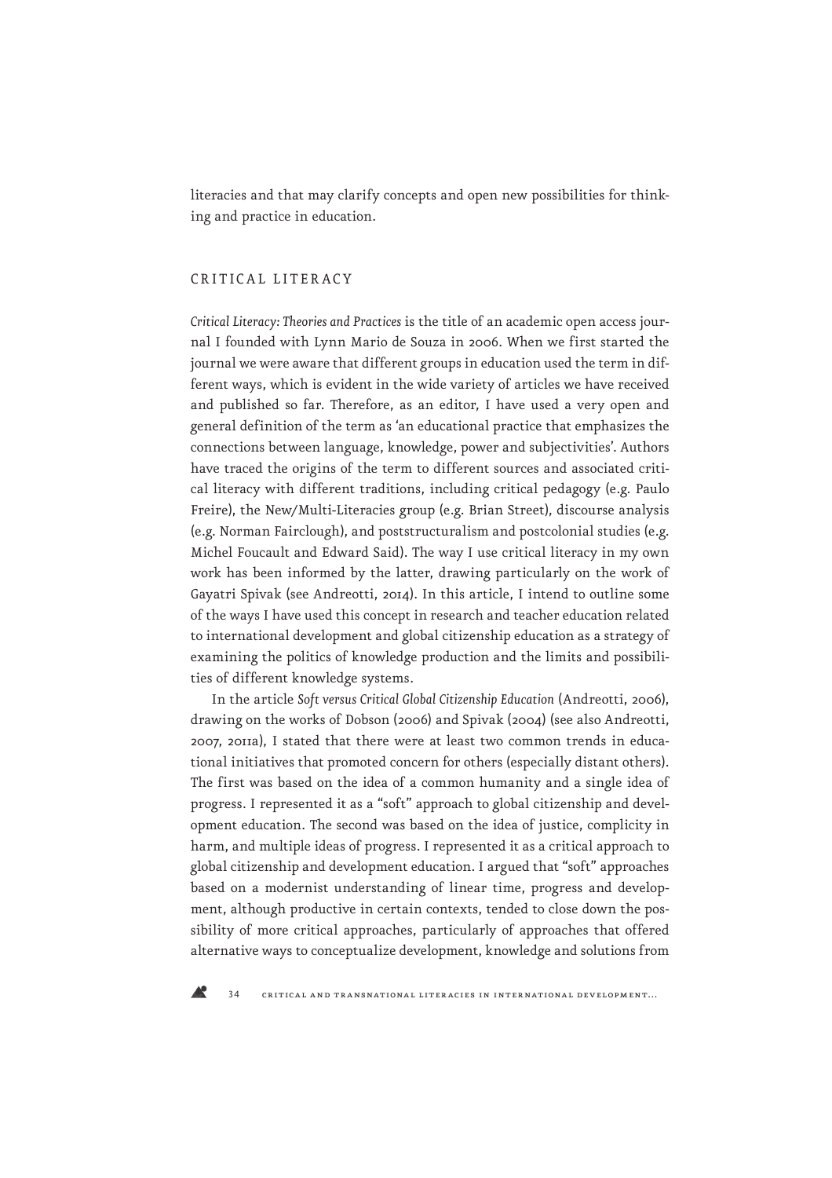literacies and that may clarify concepts and open new possibilities for thinking and practice in education.

## CRITICAL LITERACY

*Critical Literacy: Theories and Practices* is the title of an academic open access journal I founded with Lynn Mario de Souza in 2006. When we first started the journal we were aware that different groups in education used the term in different ways, which is evident in the wide variety of articles we have received and published so far. Therefore, as an editor, I have used a very open and general definition of the term as 'an educational practice that emphasizes the connections between language, knowledge, power and subjectivities'. Authors have traced the origins of the term to different sources and associated critical literacy with different traditions, including critical pedagogy (e.g. Paulo Freire), the New/Multi-Literacies group (e.g. Brian Street), discourse analysis (e.g. Norman Fairclough), and poststructuralism and postcolonial studies (e.g. Michel Foucault and Edward Said). The way I use critical literacy in my own work has been informed by the latter, drawing particularly on the work of Gayatri Spivak (see Andreotti, 2014). In this article, I intend to outline some of the ways I have used this concept in research and teacher education related to international development and global citizenship education as a strategy of examining the politics of knowledge production and the limits and possibilities of different knowledge systems.

In the article *Soft versus Critical Global Citizenship Education* (Andreotti, 2006), drawing on the works of Dobson (2006) and Spivak (2004) (see also Andreotti, 2007, 2011a), I stated that there were at least two common trends in educational initiatives that promoted concern for others (especially distant others). The first was based on the idea of a common humanity and a single idea of progress. I represented it as a "soft" approach to global citizenship and development education. The second was based on the idea of justice, complicity in harm, and multiple ideas of progress. I represented it as a critical approach to global citizenship and development education. I argued that "soft" approaches based on a modernist understanding of linear time, progress and development, although productive in certain contexts, tended to close down the possibility of more critical approaches, particularly of approaches that offered alternative ways to conceptualize development, knowledge and solutions from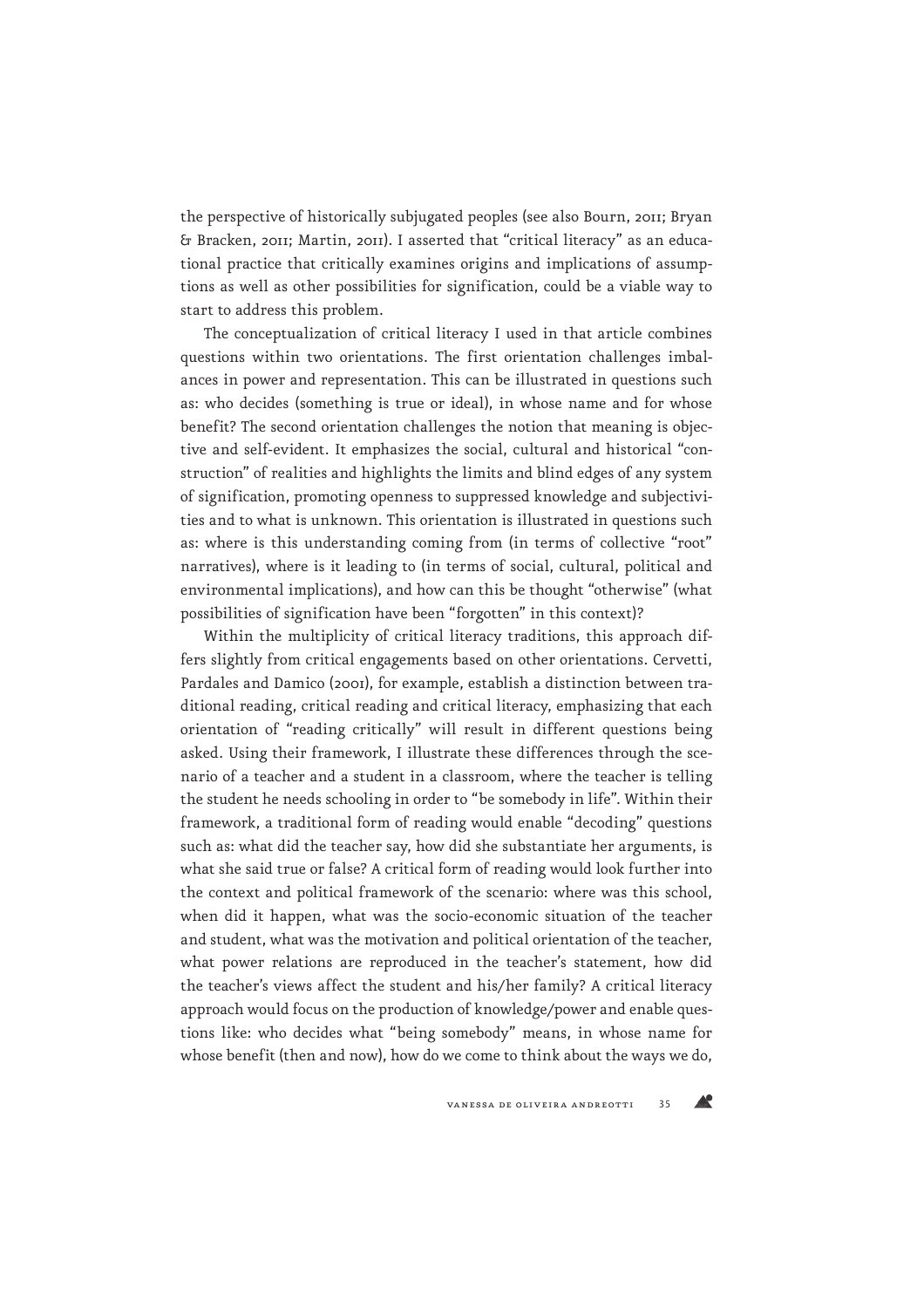the perspective of historically subjugated peoples (see also Bourn, 2011; Bryan & Bracken, 2011; Martin, 2011). I asserted that "critical literacy" as an educational practice that critically examines origins and implications of assumptions as well as other possibilities for signification, could be a viable way to start to address this problem.

The conceptualization of critical literacy I used in that article combines questions within two orientations. The first orientation challenges imbalances in power and representation. This can be illustrated in questions such as: who decides (something is true or ideal), in whose name and for whose benefit? The second orientation challenges the notion that meaning is objective and self-evident. It emphasizes the social, cultural and historical "construction" of realities and highlights the limits and blind edges of any system of signification, promoting openness to suppressed knowledge and subjectivities and to what is unknown. This orientation is illustrated in questions such as: where is this understanding coming from (in terms of collective "root" narratives), where is it leading to (in terms of social, cultural, political and environmental implications), and how can this be thought "otherwise" (what possibilities of signification have been "forgotten" in this context)?

Within the multiplicity of critical literacy traditions, this approach differs slightly from critical engagements based on other orientations. Cervetti, Pardales and Damico (2001), for example, establish a distinction between traditional reading, critical reading and critical literacy, emphasizing that each orientation of "reading critically" will result in different questions being asked. Using their framework, I illustrate these differences through the scenario of a teacher and a student in a classroom, where the teacher is telling the student he needs schooling in order to "be somebody in life". Within their framework, a traditional form of reading would enable "decoding" questions such as: what did the teacher say, how did she substantiate her arguments, is what she said true or false? A critical form of reading would look further into the context and political framework of the scenario: where was this school, when did it happen, what was the socio-economic situation of the teacher and student, what was the motivation and political orientation of the teacher, what power relations are reproduced in the teacher's statement, how did the teacher's views affect the student and his/her family? A critical literacy approach would focus on the production of knowledge/power and enable questions like: who decides what "being somebody" means, in whose name for whose benefit (then and now), how do we come to think about the ways we do,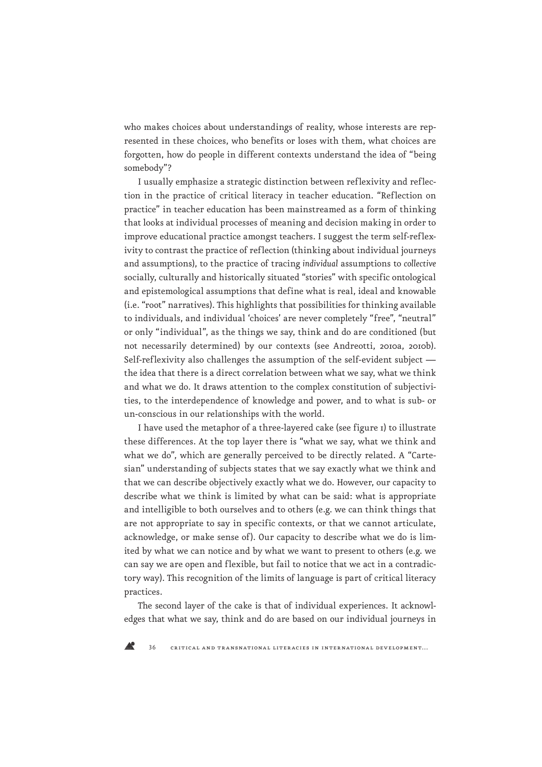who makes choices about understandings of reality, whose interests are represented in these choices, who benefits or loses with them, what choices are forgotten, how do people in different contexts understand the idea of "being somebody"?

I usually emphasize a strategic distinction between reflexivity and reflection in the practice of critical literacy in teacher education. "Reflection on practice" in teacher education has been mainstreamed as a form of thinking that looks at individual processes of meaning and decision making in order to improve educational practice amongst teachers. I suggest the term self-reflexivity to contrast the practice of reflection (thinking about individual journeys and assumptions), to the practice of tracing *individual* assumptions to *collective* socially, culturally and historically situated "stories" with specific ontological and epistemological assumptions that define what is real, ideal and knowable (i.e. "root" narratives). This highlights that possibilities for thinking available to individuals, and individual 'choices' are never completely "free", "neutral" or only "individual", as the things we say, think and do are conditioned (but not necessarily determined) by our contexts (see Andreotti, 2010a, 2010b). Self-reflexivity also challenges the assumption of the self-evident subject — the idea that there is a direct correlation between what we say, what we think and what we do. It draws attention to the complex constitution of subjectivities, to the interdependence of knowledge and power, and to what is sub- or un-conscious in our relationships with the world.

I have used the metaphor of a three-layered cake (see figure 1) to illustrate these differences. At the top layer there is "what we say, what we think and what we do", which are generally perceived to be directly related. A "Cartesian" understanding of subjects states that we say exactly what we think and that we can describe objectively exactly what we do. However, our capacity to describe what we think is limited by what can be said: what is appropriate and intelligible to both ourselves and to others (e.g. we can think things that are not appropriate to say in specific contexts, or that we cannot articulate, acknowledge, or make sense of). Our capacity to describe what we do is limited by what we can notice and by what we want to present to others (e.g. we can say we are open and flexible, but fail to notice that we act in a contradictory way). This recognition of the limits of language is part of critical literacy practices.

The second layer of the cake is that of individual experiences. It acknowledges that what we say, think and do are based on our individual journeys in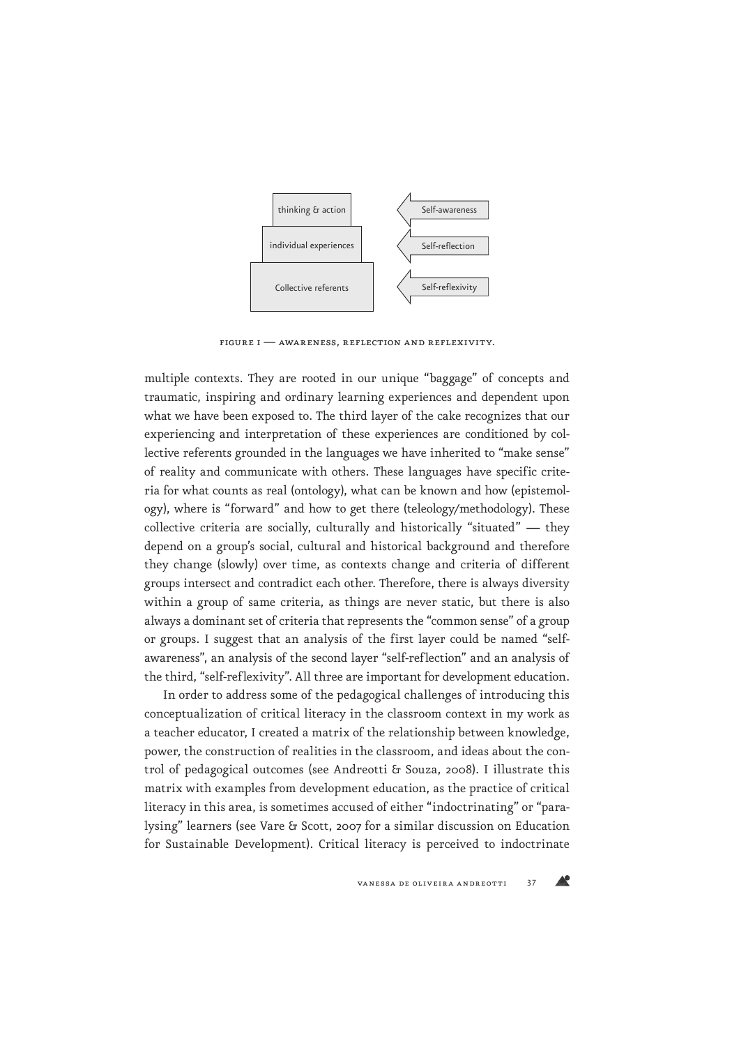| | |
|---|---|
| thinking & action | Self-awareness |
| individual experiences | Self-reflection |
| Collective referents | Self-reflexivity |

FIGURE I — AWARENESS, REFLECTION AND REFLEXIVITY.

multiple contexts. They are rooted in our unique "baggage" of concepts and traumatic, inspiring and ordinary learning experiences and dependent upon what we have been exposed to. The third layer of the cake recognizes that our experiencing and interpretation of these experiences are conditioned by collective referents grounded in the languages we have inherited to "make sense" of reality and communicate with others. These languages have specific criteria for what counts as real (ontology), what can be known and how (epistemology), where is "forward" and how to get there (teleology/methodology). These collective criteria are socially, culturally and historically "situated" — they depend on a group's social, cultural and historical background and therefore they change (slowly) over time, as contexts change and criteria of different groups intersect and contradict each other. Therefore, there is always diversity within a group of same criteria, as things are never static, but there is also always a dominant set of criteria that represents the "common sense" of a group or groups. I suggest that an analysis of the first layer could be named "self-awareness", an analysis of the second layer "self-reflection" and an analysis of the third, "self-reflexivity". All three are important for development education.

In order to address some of the pedagogical challenges of introducing this conceptualization of critical literacy in the classroom context in my work as a teacher educator, I created a matrix of the relationship between knowledge, power, the construction of realities in the classroom, and ideas about the control of pedagogical outcomes (see Andreotti & Souza, 2008). I illustrate this matrix with examples from development education, as the practice of critical literacy in this area, is sometimes accused of either "indoctrinating" or "paralysing" learners (see Vare & Scott, 2007 for a similar discussion on Education for Sustainable Development). Critical literacy is perceived to indoctrinate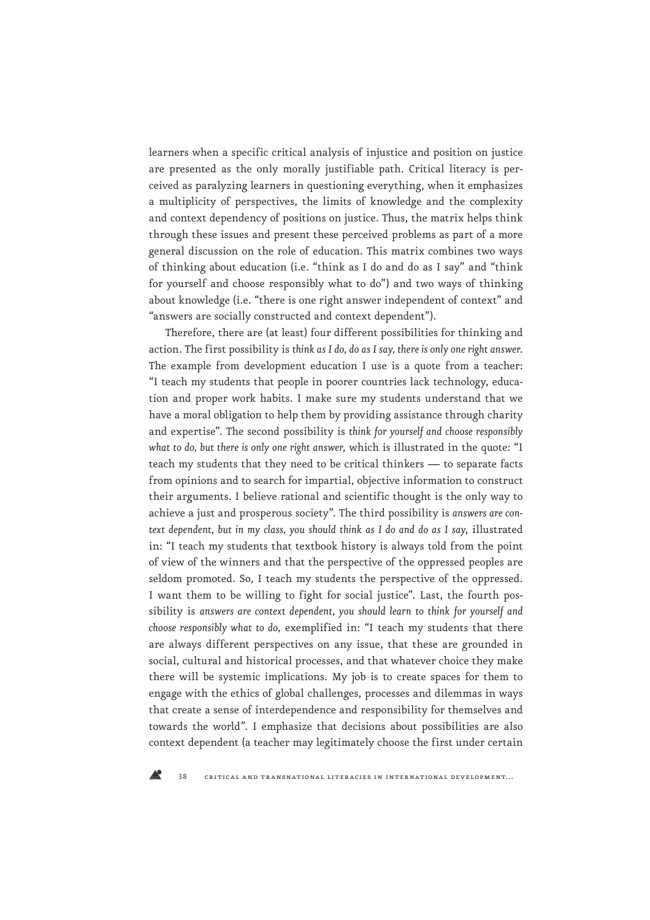learners when a specific critical analysis of injustice and position on justice are presented as the only morally justifiable path. Critical literacy is perceived as paralyzing learners in questioning everything, when it emphasizes a multiplicity of perspectives, the limits of knowledge and the complexity and context dependency of positions on justice. Thus, the matrix helps think through these issues and present these perceived problems as part of a more general discussion on the role of education. This matrix combines two ways of thinking about education (i.e. "think as I do and do as I say" and "think for yourself and choose responsibly what to do") and two ways of thinking about knowledge (i.e. "there is one right answer independent of context" and "answers are socially constructed and context dependent").

Therefore, there are (at least) four different possibilities for thinking and action. The first possibility is *think as I do, do as I say, there is only one right answer*. The example from development education I use is a quote from a teacher: "I teach my students that people in poorer countries lack technology, education and proper work habits. I make sure my students understand that we have a moral obligation to help them by providing assistance through charity and expertise". The second possibility is *think for yourself and choose responsibly what to do, but there is only one right answer*, which is illustrated in the quote: "I teach my students that they need to be critical thinkers — to separate facts from opinions and to search for impartial, objective information to construct their arguments. I believe rational and scientific thought is the only way to achieve a just and prosperous society". The third possibility is *answers are context dependent, but in my class, you should think as I do and do as I say*, illustrated in: "I teach my students that textbook history is always told from the point of view of the winners and that the perspective of the oppressed peoples are seldom promoted. So, I teach my students the perspective of the oppressed. I want them to be willing to fight for social justice". Last, the fourth possibility is *answers are context dependent, you should learn to think for yourself and choose responsibly what to do*, exemplified in: "I teach my students that there are always different perspectives on any issue, that these are grounded in social, cultural and historical processes, and that whatever choice they make there will be systemic implications. My job is to create spaces for them to engage with the ethics of global challenges, processes and dilemmas in ways that create a sense of interdependence and responsibility for themselves and towards the world". I emphasize that decisions about possibilities are also context dependent (a teacher may legitimately choose the first under certain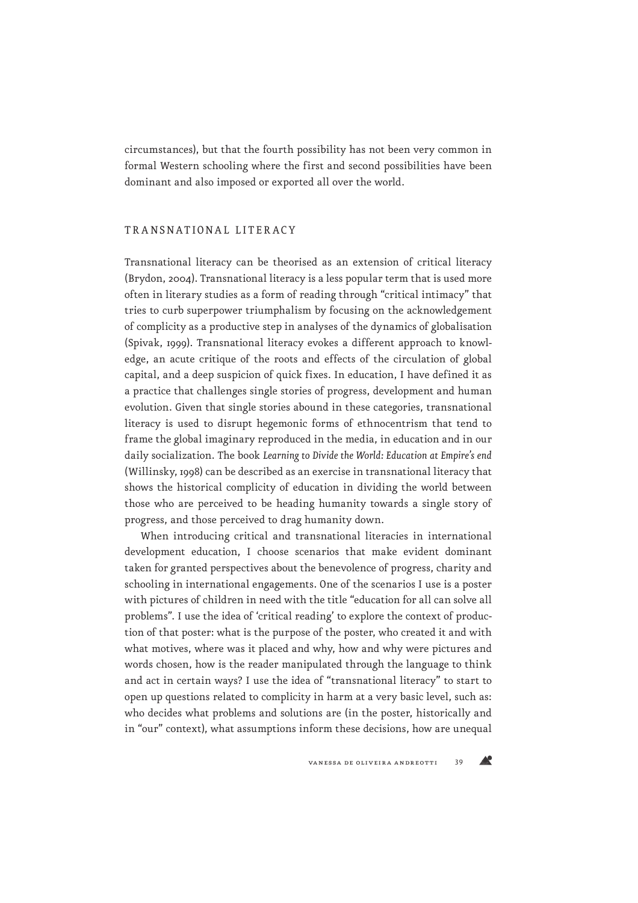circumstances), but that the fourth possibility has not been very common in formal Western schooling where the first and second possibilities have been dominant and also imposed or exported all over the world.

## TRANSNATIONAL LITERACY

Transnational literacy can be theorised as an extension of critical literacy (Brydon, 2004). Transnational literacy is a less popular term that is used more often in literary studies as a form of reading through "critical intimacy" that tries to curb superpower triumphalism by focusing on the acknowledgement of complicity as a productive step in analyses of the dynamics of globalisation (Spivak, 1999). Transnational literacy evokes a different approach to knowledge, an acute critique of the roots and effects of the circulation of global capital, and a deep suspicion of quick fixes. In education, I have defined it as a practice that challenges single stories of progress, development and human evolution. Given that single stories abound in these categories, transnational literacy is used to disrupt hegemonic forms of ethnocentrism that tend to frame the global imaginary reproduced in the media, in education and in our daily socialization. The book *Learning to Divide the World: Education at Empire's end* (Willinsky, 1998) can be described as an exercise in transnational literacy that shows the historical complicity of education in dividing the world between those who are perceived to be heading humanity towards a single story of progress, and those perceived to drag humanity down.

When introducing critical and transnational literacies in international development education, I choose scenarios that make evident dominant taken for granted perspectives about the benevolence of progress, charity and schooling in international engagements. One of the scenarios I use is a poster with pictures of children in need with the title "education for all can solve all problems". I use the idea of 'critical reading' to explore the context of production of that poster: what is the purpose of the poster, who created it and with what motives, where was it placed and why, how and why were pictures and words chosen, how is the reader manipulated through the language to think and act in certain ways? I use the idea of "transnational literacy" to start to open up questions related to complicity in harm at a very basic level, such as: who decides what problems and solutions are (in the poster, historically and in "our" context), what assumptions inform these decisions, how are unequal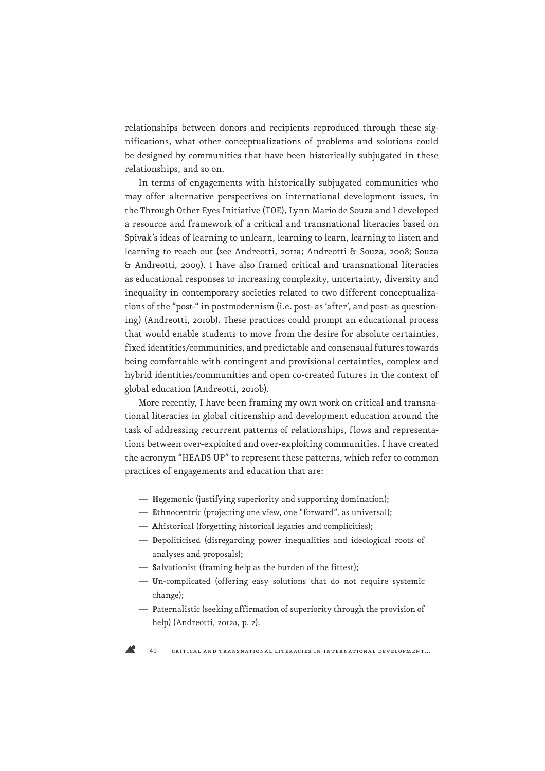relationships between donors and recipients reproduced through these significations, what other conceptualizations of problems and solutions could be designed by communities that have been historically subjugated in these relationships, and so on.

In terms of engagements with historically subjugated communities who may offer alternative perspectives on international development issues, in the Through Other Eyes Initiative (TOE), Lynn Mario de Souza and I developed a resource and framework of a critical and transnational literacies based on Spivak's ideas of learning to unlearn, learning to learn, learning to listen and learning to reach out (see Andreotti, 2011a; Andreotti & Souza, 2008; Souza & Andreotti, 2009). I have also framed critical and transnational literacies as educational responses to increasing complexity, uncertainty, diversity and inequality in contemporary societies related to two different conceptualizations of the "post-" in postmodernism (i.e. post- as 'after', and post- as questioning) (Andreotti, 2010b). These practices could prompt an educational process that would enable students to move from the desire for absolute certainties, fixed identities/communities, and predictable and consensual futures towards being comfortable with contingent and provisional certainties, complex and hybrid identities/communities and open co-created futures in the context of global education (Andreotti, 2010b).

More recently, I have been framing my own work on critical and transnational literacies in global citizenship and development education around the task of addressing recurrent patterns of relationships, flows and representations between over-exploited and over-exploiting communities. I have created the acronym "HEADS UP" to represent these patterns, which refer to common practices of engagements and education that are:

- **H**egemonic (justifying superiority and supporting domination);
- **E**thnocentric (projecting one view, one "forward", as universal);
- **A**historical (forgetting historical legacies and complicities);
- **D**epoliticised (disregarding power inequalities and ideological roots of analyses and proposals);
- **S**alvationist (framing help as the burden of the fittest);
- **U**n-complicated (offering easy solutions that do not require systemic change);
- **P**aternalistic (seeking affirmation of superiority through the provision of help) (Andreotti, 2012a, p. 2).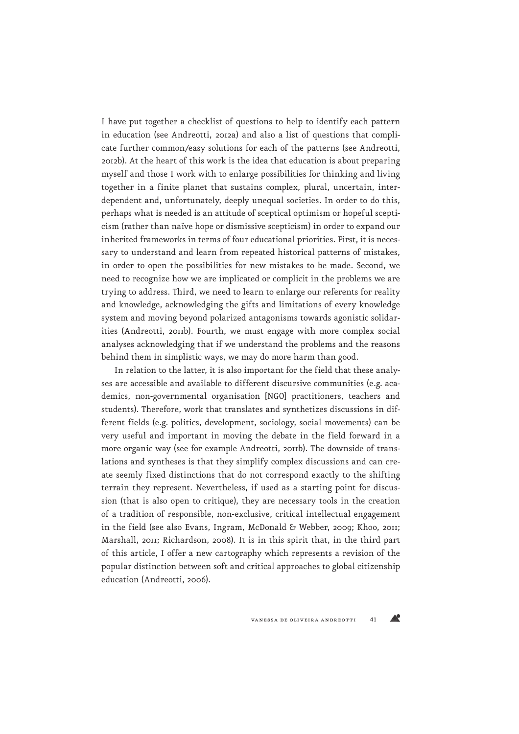I have put together a checklist of questions to help to identify each pattern in education (see Andreotti, 2012a) and also a list of questions that complicate further common/easy solutions for each of the patterns (see Andreotti, 2012b). At the heart of this work is the idea that education is about preparing myself and those I work with to enlarge possibilities for thinking and living together in a finite planet that sustains complex, plural, uncertain, interdependent and, unfortunately, deeply unequal societies. In order to do this, perhaps what is needed is an attitude of sceptical optimism or hopeful scepticism (rather than naïve hope or dismissive scepticism) in order to expand our inherited frameworks in terms of four educational priorities. First, it is necessary to understand and learn from repeated historical patterns of mistakes, in order to open the possibilities for new mistakes to be made. Second, we need to recognize how we are implicated or complicit in the problems we are trying to address. Third, we need to learn to enlarge our referents for reality and knowledge, acknowledging the gifts and limitations of every knowledge system and moving beyond polarized antagonisms towards agonistic solidarities (Andreotti, 2011b). Fourth, we must engage with more complex social analyses acknowledging that if we understand the problems and the reasons behind them in simplistic ways, we may do more harm than good.

In relation to the latter, it is also important for the field that these analyses are accessible and available to different discursive communities (e.g. academics, non-governmental organisation [NGO] practitioners, teachers and students). Therefore, work that translates and synthetizes discussions in different fields (e.g. politics, development, sociology, social movements) can be very useful and important in moving the debate in the field forward in a more organic way (see for example Andreotti, 2011b). The downside of translations and syntheses is that they simplify complex discussions and can create seemly fixed distinctions that do not correspond exactly to the shifting terrain they represent. Nevertheless, if used as a starting point for discussion (that is also open to critique), they are necessary tools in the creation of a tradition of responsible, non-exclusive, critical intellectual engagement in the field (see also Evans, Ingram, McDonald & Webber, 2009; Khoo, 2011; Marshall, 2011; Richardson, 2008). It is in this spirit that, in the third part of this article, I offer a new cartography which represents a revision of the popular distinction between soft and critical approaches to global citizenship education (Andreotti, 2006).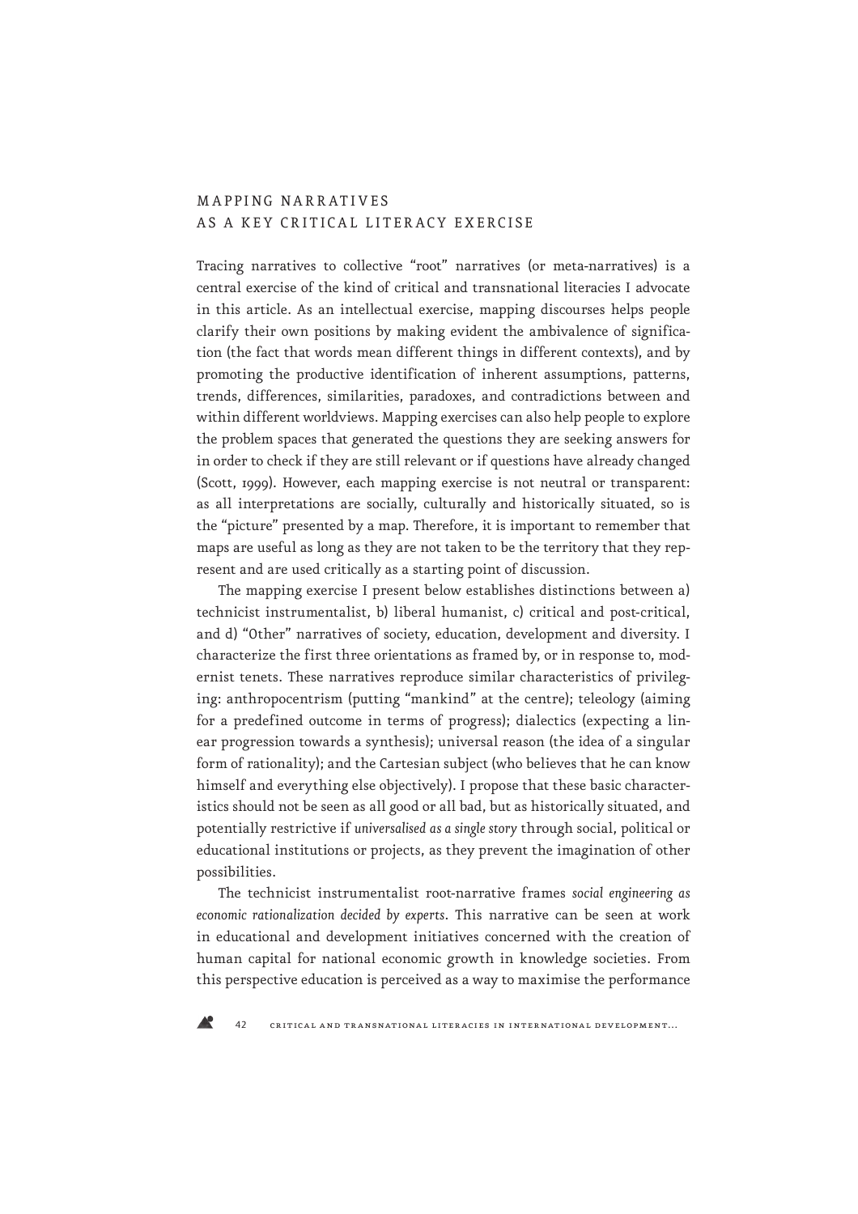## MAPPING NARRATIVES AS A KEY CRITICAL LITERACY EXERCISE

Tracing narratives to collective "root" narratives (or meta-narratives) is a central exercise of the kind of critical and transnational literacies I advocate in this article. As an intellectual exercise, mapping discourses helps people clarify their own positions by making evident the ambivalence of signification (the fact that words mean different things in different contexts), and by promoting the productive identification of inherent assumptions, patterns, trends, differences, similarities, paradoxes, and contradictions between and within different worldviews. Mapping exercises can also help people to explore the problem spaces that generated the questions they are seeking answers for in order to check if they are still relevant or if questions have already changed (Scott, 1999). However, each mapping exercise is not neutral or transparent: as all interpretations are socially, culturally and historically situated, so is the "picture" presented by a map. Therefore, it is important to remember that maps are useful as long as they are not taken to be the territory that they represent and are used critically as a starting point of discussion.

The mapping exercise I present below establishes distinctions between a) technicist instrumentalist, b) liberal humanist, c) critical and post-critical, and d) "Other" narratives of society, education, development and diversity. I characterize the first three orientations as framed by, or in response to, modernist tenets. These narratives reproduce similar characteristics of privileging: anthropocentrism (putting "mankind" at the centre); teleology (aiming for a predefined outcome in terms of progress); dialectics (expecting a linear progression towards a synthesis); universal reason (the idea of a singular form of rationality); and the Cartesian subject (who believes that he can know himself and everything else objectively). I propose that these basic characteristics should not be seen as all good or all bad, but as historically situated, and potentially restrictive if *universalised as a single story* through social, political or educational institutions or projects, as they prevent the imagination of other possibilities.

The technicist instrumentalist root-narrative frames *social engineering as economic rationalization decided by experts*. This narrative can be seen at work in educational and development initiatives concerned with the creation of human capital for national economic growth in knowledge societies. From this perspective education is perceived as a way to maximise the performance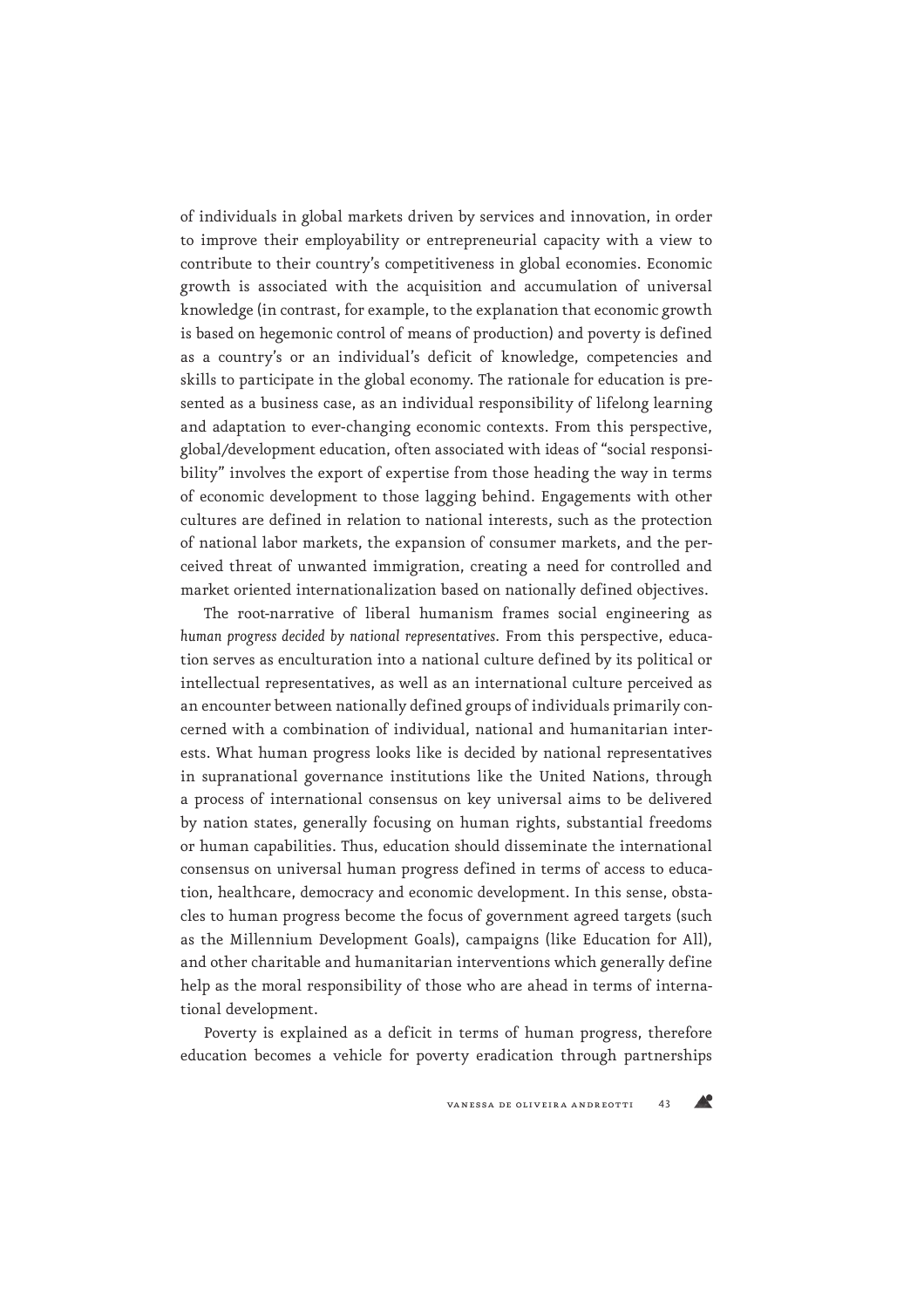of individuals in global markets driven by services and innovation, in order to improve their employability or entrepreneurial capacity with a view to contribute to their country's competitiveness in global economies. Economic growth is associated with the acquisition and accumulation of universal knowledge (in contrast, for example, to the explanation that economic growth is based on hegemonic control of means of production) and poverty is defined as a country's or an individual's deficit of knowledge, competencies and skills to participate in the global economy. The rationale for education is presented as a business case, as an individual responsibility of lifelong learning and adaptation to ever-changing economic contexts. From this perspective, global/development education, often associated with ideas of "social responsibility" involves the export of expertise from those heading the way in terms of economic development to those lagging behind. Engagements with other cultures are defined in relation to national interests, such as the protection of national labor markets, the expansion of consumer markets, and the perceived threat of unwanted immigration, creating a need for controlled and market oriented internationalization based on nationally defined objectives.

The root-narrative of liberal humanism frames social engineering as *human progress decided by national representatives*. From this perspective, education serves as enculturation into a national culture defined by its political or intellectual representatives, as well as an international culture perceived as an encounter between nationally defined groups of individuals primarily concerned with a combination of individual, national and humanitarian interests. What human progress looks like is decided by national representatives in supranational governance institutions like the United Nations, through a process of international consensus on key universal aims to be delivered by nation states, generally focusing on human rights, substantial freedoms or human capabilities. Thus, education should disseminate the international consensus on universal human progress defined in terms of access to education, healthcare, democracy and economic development. In this sense, obstacles to human progress become the focus of government agreed targets (such as the Millennium Development Goals), campaigns (like Education for All), and other charitable and humanitarian interventions which generally define help as the moral responsibility of those who are ahead in terms of international development.

Poverty is explained as a deficit in terms of human progress, therefore education becomes a vehicle for poverty eradication through partnerships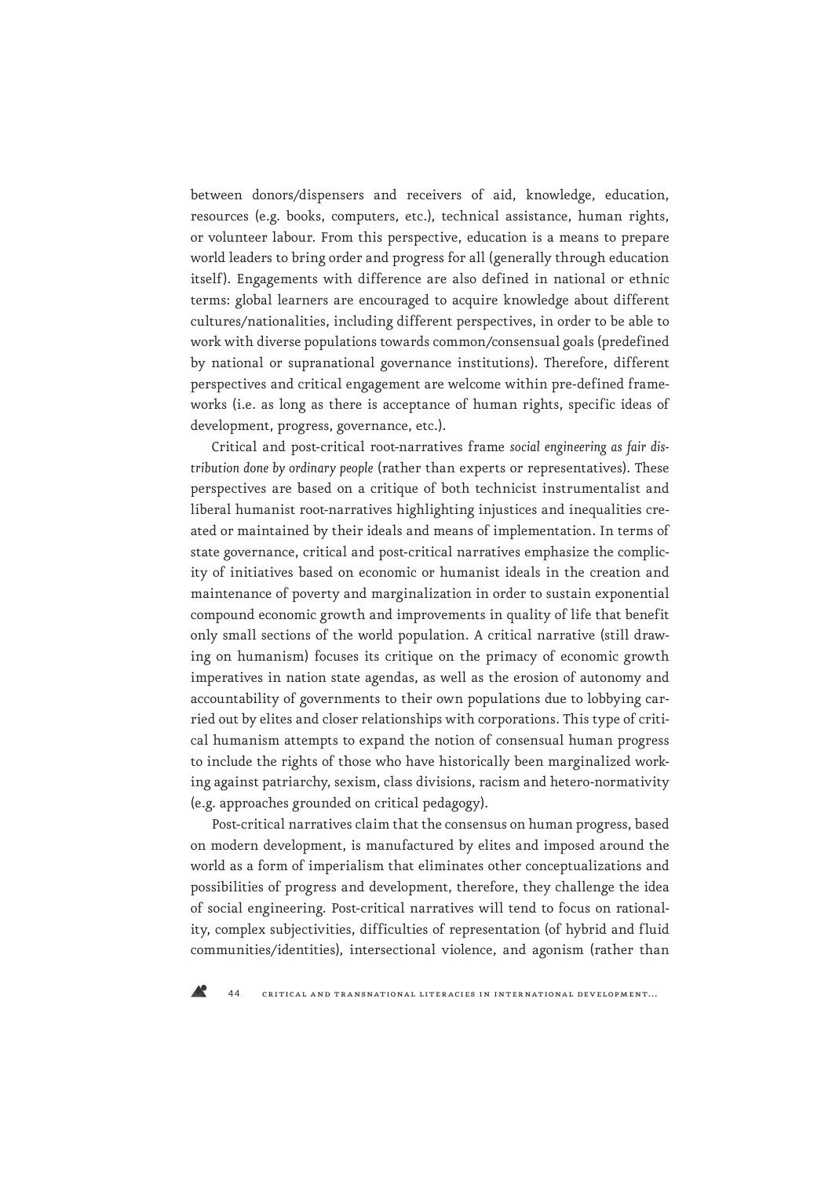between donors/dispensers and receivers of aid, knowledge, education, resources (e.g. books, computers, etc.), technical assistance, human rights, or volunteer labour. From this perspective, education is a means to prepare world leaders to bring order and progress for all (generally through education itself). Engagements with difference are also defined in national or ethnic terms: global learners are encouraged to acquire knowledge about different cultures/nationalities, including different perspectives, in order to be able to work with diverse populations towards common/consensual goals (predefined by national or supranational governance institutions). Therefore, different perspectives and critical engagement are welcome within pre-defined frameworks (i.e. as long as there is acceptance of human rights, specific ideas of development, progress, governance, etc.).

Critical and post-critical root-narratives frame *social engineering as fair distribution done by ordinary people* (rather than experts or representatives). These perspectives are based on a critique of both technicist instrumentalist and liberal humanist root-narratives highlighting injustices and inequalities created or maintained by their ideals and means of implementation. In terms of state governance, critical and post-critical narratives emphasize the complicity of initiatives based on economic or humanist ideals in the creation and maintenance of poverty and marginalization in order to sustain exponential compound economic growth and improvements in quality of life that benefit only small sections of the world population. A critical narrative (still drawing on humanism) focuses its critique on the primacy of economic growth imperatives in nation state agendas, as well as the erosion of autonomy and accountability of governments to their own populations due to lobbying carried out by elites and closer relationships with corporations. This type of critical humanism attempts to expand the notion of consensual human progress to include the rights of those who have historically been marginalized working against patriarchy, sexism, class divisions, racism and hetero-normativity (e.g. approaches grounded on critical pedagogy).

Post-critical narratives claim that the consensus on human progress, based on modern development, is manufactured by elites and imposed around the world as a form of imperialism that eliminates other conceptualizations and possibilities of progress and development, therefore, they challenge the idea of social engineering. Post-critical narratives will tend to focus on rationality, complex subjectivities, difficulties of representation (of hybrid and fluid communities/identities), intersectional violence, and agonism (rather than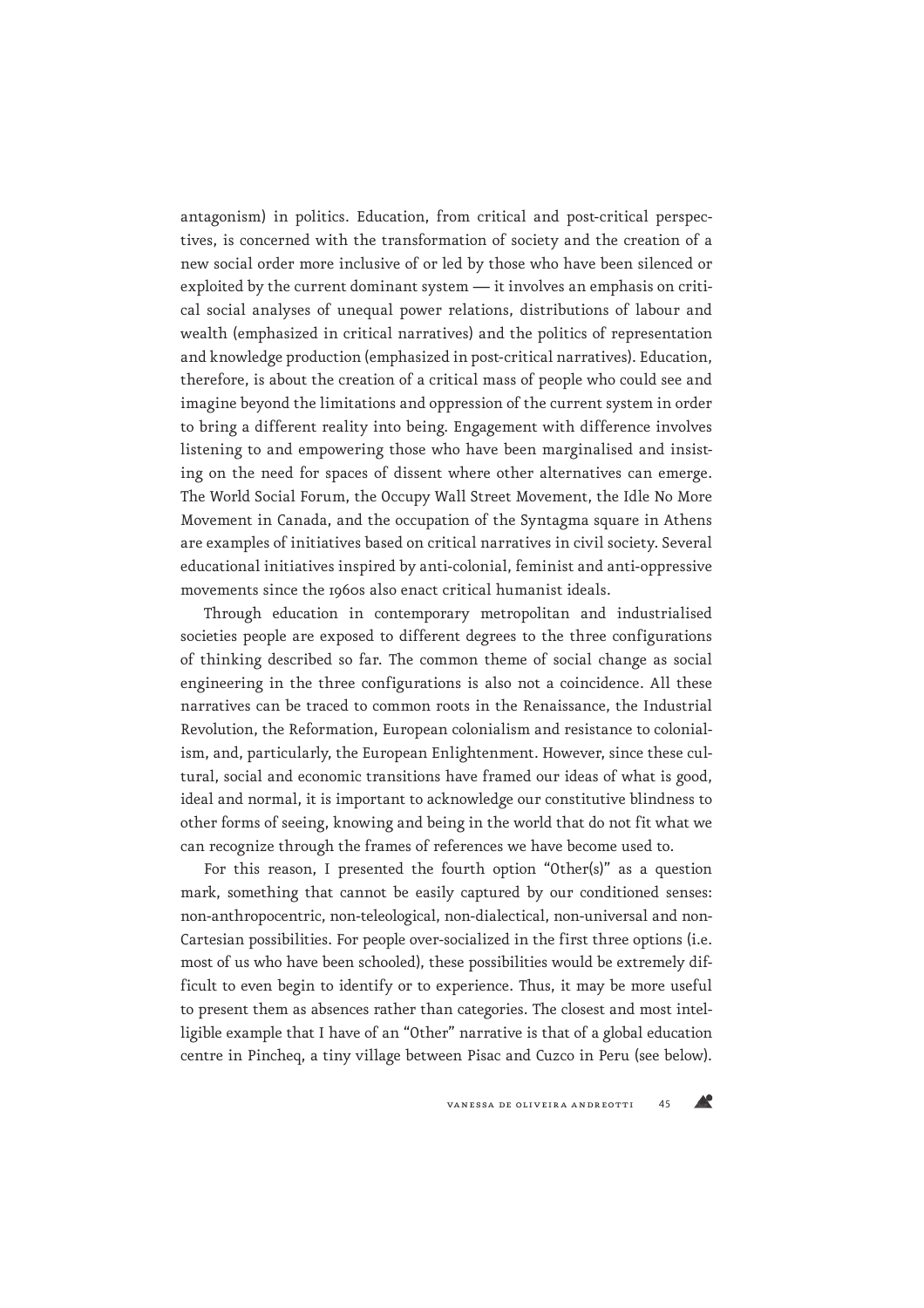antagonism) in politics. Education, from critical and post-critical perspectives, is concerned with the transformation of society and the creation of a new social order more inclusive of or led by those who have been silenced or exploited by the current dominant system — it involves an emphasis on critical social analyses of unequal power relations, distributions of labour and wealth (emphasized in critical narratives) and the politics of representation and knowledge production (emphasized in post-critical narratives). Education, therefore, is about the creation of a critical mass of people who could see and imagine beyond the limitations and oppression of the current system in order to bring a different reality into being. Engagement with difference involves listening to and empowering those who have been marginalised and insisting on the need for spaces of dissent where other alternatives can emerge. The World Social Forum, the Occupy Wall Street Movement, the Idle No More Movement in Canada, and the occupation of the Syntagma square in Athens are examples of initiatives based on critical narratives in civil society. Several educational initiatives inspired by anti-colonial, feminist and anti-oppressive movements since the 1960s also enact critical humanist ideals.

Through education in contemporary metropolitan and industrialised societies people are exposed to different degrees to the three configurations of thinking described so far. The common theme of social change as social engineering in the three configurations is also not a coincidence. All these narratives can be traced to common roots in the Renaissance, the Industrial Revolution, the Reformation, European colonialism and resistance to colonialism, and, particularly, the European Enlightenment. However, since these cultural, social and economic transitions have framed our ideas of what is good, ideal and normal, it is important to acknowledge our constitutive blindness to other forms of seeing, knowing and being in the world that do not fit what we can recognize through the frames of references we have become used to.

For this reason, I presented the fourth option "Other(s)" as a question mark, something that cannot be easily captured by our conditioned senses: non-anthropocentric, non-teleological, non-dialectical, non-universal and non-Cartesian possibilities. For people over-socialized in the first three options (i.e. most of us who have been schooled), these possibilities would be extremely difficult to even begin to identify or to experience. Thus, it may be more useful to present them as absences rather than categories. The closest and most intelligible example that I have of an "Other" narrative is that of a global education centre in Pincheq, a tiny village between Pisac and Cuzco in Peru (see below).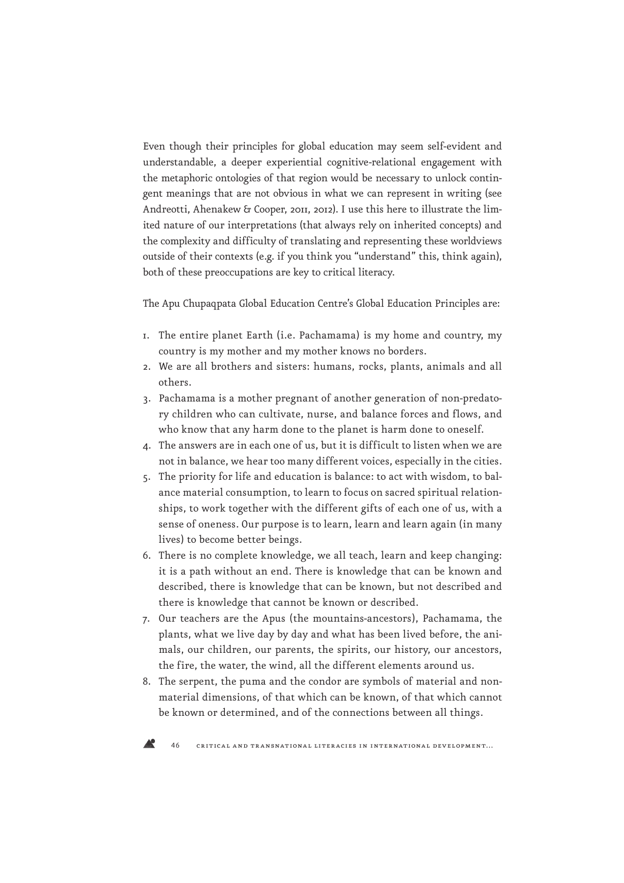Even though their principles for global education may seem self-evident and understandable, a deeper experiential cognitive-relational engagement with the metaphoric ontologies of that region would be necessary to unlock contingent meanings that are not obvious in what we can represent in writing (see Andreotti, Ahenakew & Cooper, 2011, 2012). I use this here to illustrate the limited nature of our interpretations (that always rely on inherited concepts) and the complexity and difficulty of translating and representing these worldviews outside of their contexts (e.g. if you think you "understand" this, think again), both of these preoccupations are key to critical literacy.

The Apu Chupaqpata Global Education Centre's Global Education Principles are:

1. The entire planet Earth (i.e. Pachamama) is my home and country, my country is my mother and my mother knows no borders.
2. We are all brothers and sisters: humans, rocks, plants, animals and all others.
3. Pachamama is a mother pregnant of another generation of non-predatory children who can cultivate, nurse, and balance forces and flows, and who know that any harm done to the planet is harm done to oneself.
4. The answers are in each one of us, but it is difficult to listen when we are not in balance, we hear too many different voices, especially in the cities.
5. The priority for life and education is balance: to act with wisdom, to balance material consumption, to learn to focus on sacred spiritual relationships, to work together with the different gifts of each one of us, with a sense of oneness. Our purpose is to learn, learn and learn again (in many lives) to become better beings.
6. There is no complete knowledge, we all teach, learn and keep changing: it is a path without an end. There is knowledge that can be known and described, there is knowledge that can be known, but not described and there is knowledge that cannot be known or described.
7. Our teachers are the Apus (the mountains-ancestors), Pachamama, the plants, what we live day by day and what has been lived before, the animals, our children, our parents, the spirits, our history, our ancestors, the fire, the water, the wind, all the different elements around us.
8. The serpent, the puma and the condor are symbols of material and non-material dimensions, of that which can be known, of that which cannot be known or determined, and of the connections between all things.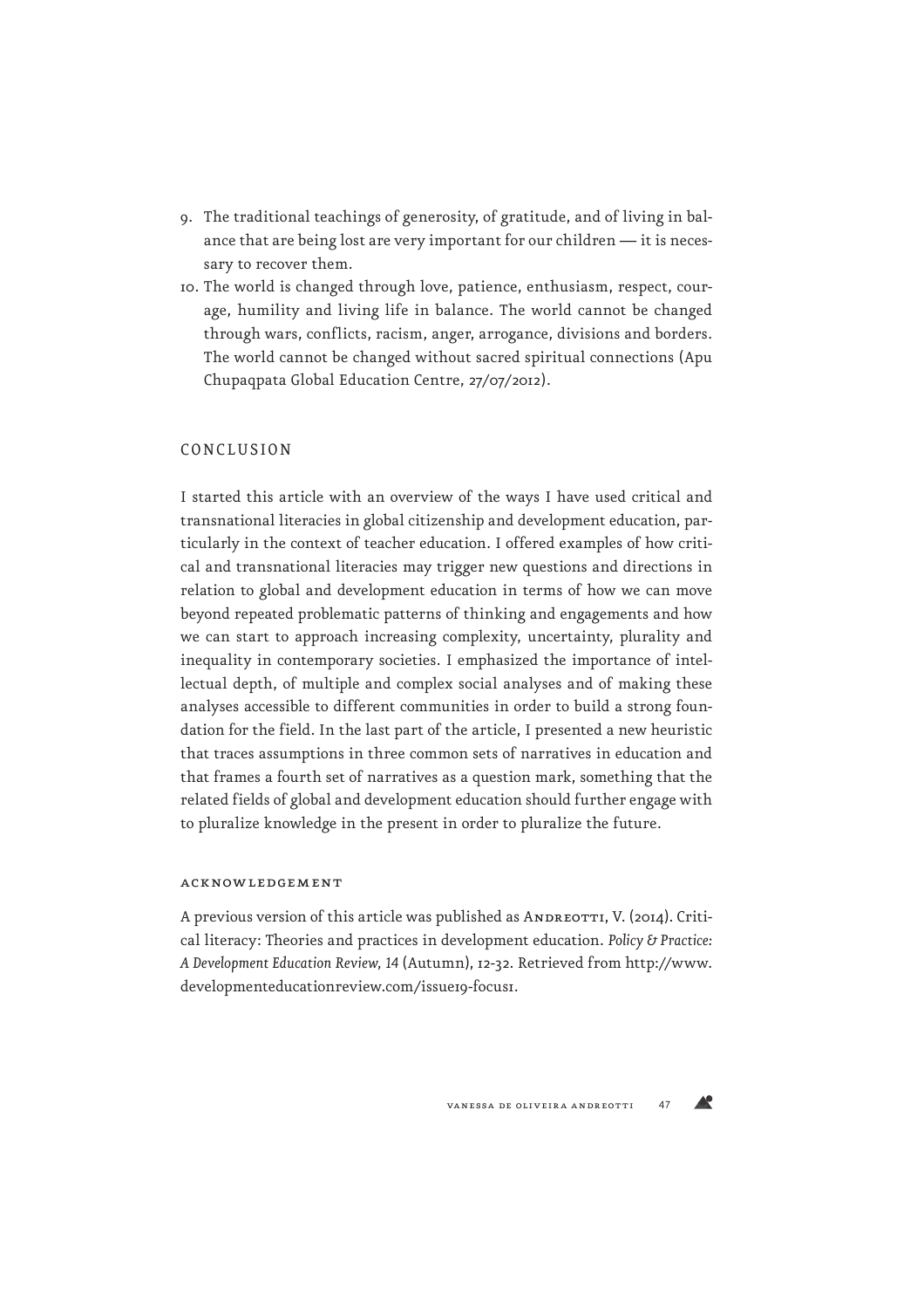9. The traditional teachings of generosity, of gratitude, and of living in balance that are being lost are very important for our children — it is necessary to recover them.
10. The world is changed through love, patience, enthusiasm, respect, courage, humility and living life in balance. The world cannot be changed through wars, conflicts, racism, anger, arrogance, divisions and borders. The world cannot be changed without sacred spiritual connections (Apu Chupaqpata Global Education Centre, 27/07/2012).

## CONCLUSION

I started this article with an overview of the ways I have used critical and transnational literacies in global citizenship and development education, particularly in the context of teacher education. I offered examples of how critical and transnational literacies may trigger new questions and directions in relation to global and development education in terms of how we can move beyond repeated problematic patterns of thinking and engagements and how we can start to approach increasing complexity, uncertainty, plurality and inequality in contemporary societies. I emphasized the importance of intellectual depth, of multiple and complex social analyses and of making these analyses accessible to different communities in order to build a strong foundation for the field. In the last part of the article, I presented a new heuristic that traces assumptions in three common sets of narratives in education and that frames a fourth set of narratives as a question mark, something that the related fields of global and development education should further engage with to pluralize knowledge in the present in order to pluralize the future.

### ACKNOWLEDGEMENT

A previous version of this article was published as Andreotti, V. (2014). Critical literacy: Theories and practices in development education. *Policy & Practice: A Development Education Review, 14* (Autumn), 12-32. Retrieved from http://www.developmenteducationreview.com/issue19-focus1.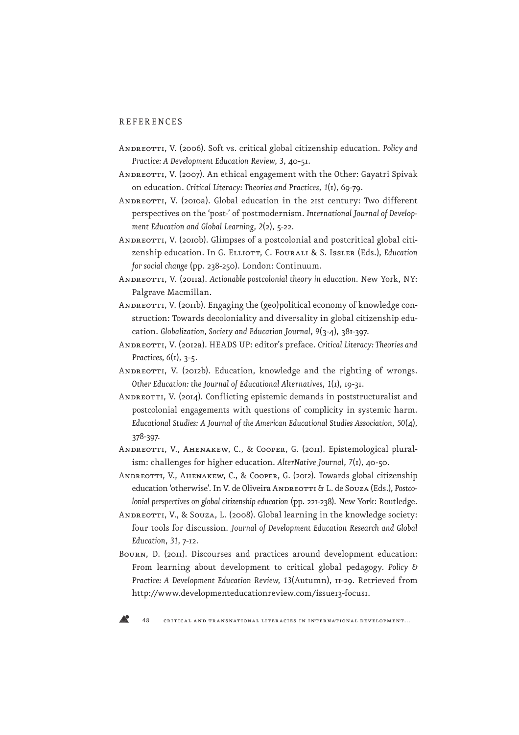## REFERENCES

Andreotti, V. (2006). Soft vs. critical global citizenship education. *Policy and Practice: A Development Education Review*, *3*, 40-51.

Andreotti, V. (2007). An ethical engagement with the Other: Gayatri Spivak on education. *Critical Literacy: Theories and Practices*, *1*(1), 69-79.

Andreotti, V. (2010a). Global education in the 21st century: Two different perspectives on the 'post-' of postmodernism. *International Journal of Development Education and Global Learning*, *2*(2), 5-22.

Andreotti, V. (2010b). Glimpses of a postcolonial and postcritical global citizenship education. In G. Elliott, C. Fourali & S. Issler (Eds.), *Education for social change* (pp. 238-250). London: Continuum.

Andreotti, V. (2011a). *Actionable postcolonial theory in education*. New York, NY: Palgrave Macmillan.

Andreotti, V. (2011b). Engaging the (geo)political economy of knowledge construction: Towards decoloniality and diversality in global citizenship education. *Globalization, Society and Education Journal*, *9*(3-4), 381-397.

Andreotti, V. (2012a). HEADS UP: editor's preface. *Critical Literacy: Theories and Practices*, *6*(1), 3-5.

Andreotti, V. (2012b). Education, knowledge and the righting of wrongs. *Other Education: the Journal of Educational Alternatives*, *1*(1), 19-31.

Andreotti, V. (2014). Conflicting epistemic demands in poststructuralist and postcolonial engagements with questions of complicity in systemic harm. *Educational Studies: A Journal of the American Educational Studies Association*, *50*(4), 378-397.

Andreotti, V., Ahenakew, C., & Cooper, G. (2011). Epistemological pluralism: challenges for higher education. *AlterNative Journal*, *7*(1), 40-50.

Andreotti, V., Ahenakew, C., & Cooper, G. (2012). Towards global citizenship education 'otherwise'. In V. de Oliveira Andreotti & L. de Souza (Eds.), *Postcolonial perspectives on global citizenship education* (pp. 221-238). New York: Routledge.

Andreotti, V., & Souza, L. (2008). Global learning in the knowledge society: four tools for discussion. *Journal of Development Education Research and Global Education*, *31*, 7-12.

Bourn, D. (2011). Discourses and practices around development education: From learning about development to critical global pedagogy. *Policy & Practice: A Development Education Review*, *13*(Autumn), 11-29. Retrieved from http://www.developmenteducationreview.com/issue13-focus1.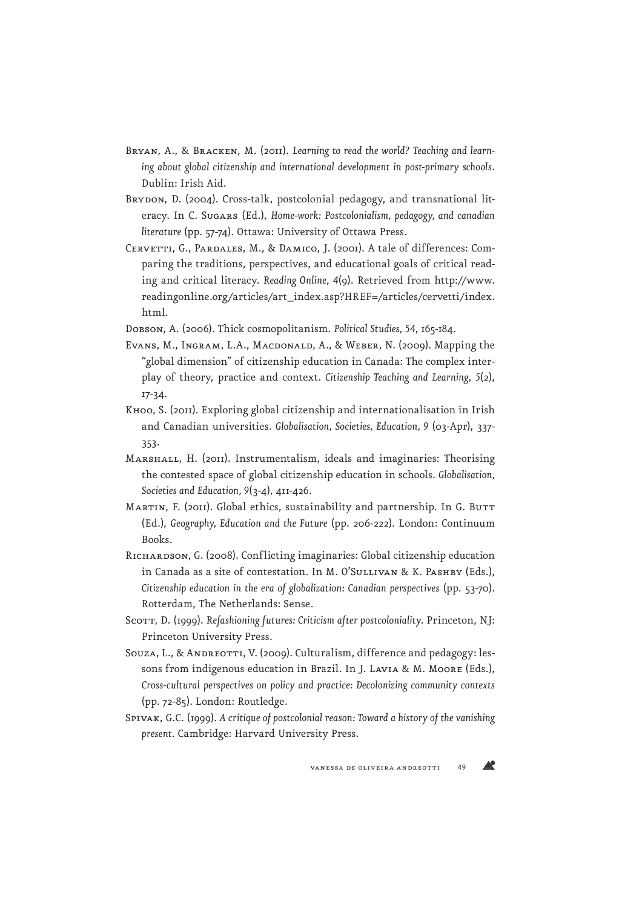Bryan, A., & Bracken, M. (2011). *Learning to read the world? Teaching and learning about global citizenship and international development in post-primary schools*. Dublin: Irish Aid.

Brydon, D. (2004). Cross-talk, postcolonial pedagogy, and transnational literacy. In C. Sugars (Ed.), *Home-work: Postcolonialism, pedagogy, and canadian literature* (pp. 57-74). Ottawa: University of Ottawa Press.

Cervetti, G., Pardales, M., & Damico, J. (2001). A tale of differences: Comparing the traditions, perspectives, and educational goals of critical reading and critical literacy. *Reading Online*, *4*(9). Retrieved from http://www.readingonline.org/articles/art_index.asp?HREF=/articles/cervetti/index.html.

Dobson, A. (2006). Thick cosmopolitanism. *Political Studies*, *54*, 165-184.

Evans, M., Ingram, L.A., Macdonald, A., & Weber, N. (2009). Mapping the "global dimension" of citizenship education in Canada: The complex interplay of theory, practice and context. *Citizenship Teaching and Learning*, *5*(2), 17-34.

Khoo, S. (2011). Exploring global citizenship and internationalisation in Irish and Canadian universities. *Globalisation, Societies, Education*, *9* (03-Apr), 337-353.

Marshall, H. (2011). Instrumentalism, ideals and imaginaries: Theorising the contested space of global citizenship education in schools. *Globalisation, Societies and Education*, *9*(3-4), 411-426.

Martin, F. (2011). Global ethics, sustainability and partnership. In G. Butt (Ed.), *Geography, Education and the Future* (pp. 206-222). London: Continuum Books.

Richardson, G. (2008). Conflicting imaginaries: Global citizenship education in Canada as a site of contestation. In M. O'Sullivan & K. Pashby (Eds.), *Citizenship education in the era of globalization: Canadian perspectives* (pp. 53-70). Rotterdam, The Netherlands: Sense.

Scott, D. (1999). *Refashioning futures: Criticism after postcoloniality*. Princeton, NJ: Princeton University Press.

Souza, L., & Andreotti, V. (2009). Culturalism, difference and pedagogy: lessons from indigenous education in Brazil. In J. Lavia & M. Moore (Eds.), *Cross-cultural perspectives on policy and practice: Decolonizing community contexts* (pp. 72-85). London: Routledge.

Spivak, G.C. (1999). *A critique of postcolonial reason: Toward a history of the vanishing present*. Cambridge: Harvard University Press.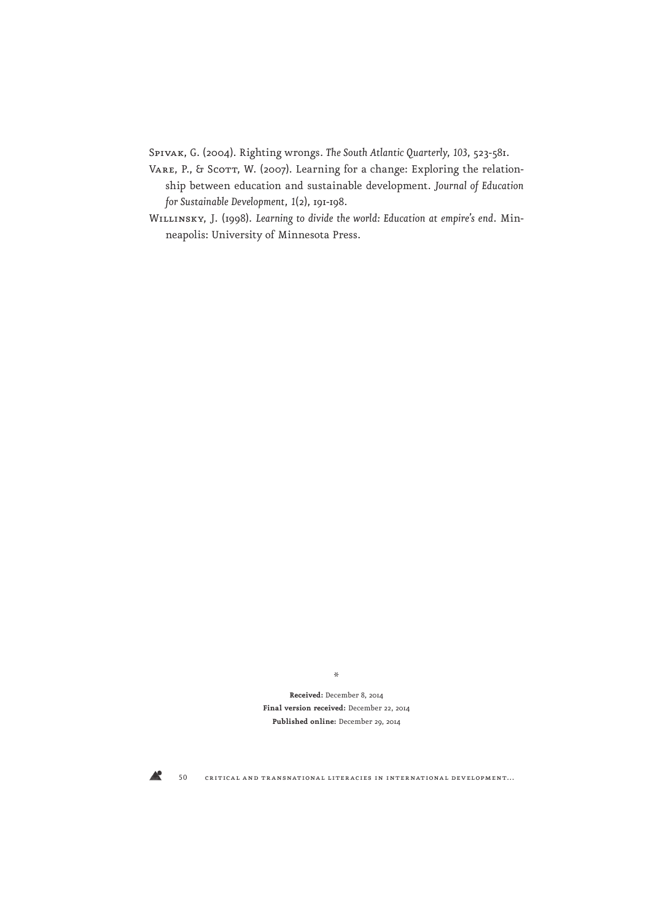Spivak, G. (2004). Righting wrongs. *The South Atlantic Quarterly*, *103*, 523-581.

Vare, P., & Scott, W. (2007). Learning for a change: Exploring the relationship between education and sustainable development. *Journal of Education for Sustainable Development*, *1*(2), 191-198.

Willinsky, J. (1998). *Learning to divide the world: Education at empire's end*. Minneapolis: University of Minnesota Press.

*

**Received:** December 8, 2014
**Final version received:** December 22, 2014
**Published online:** December 29, 2014